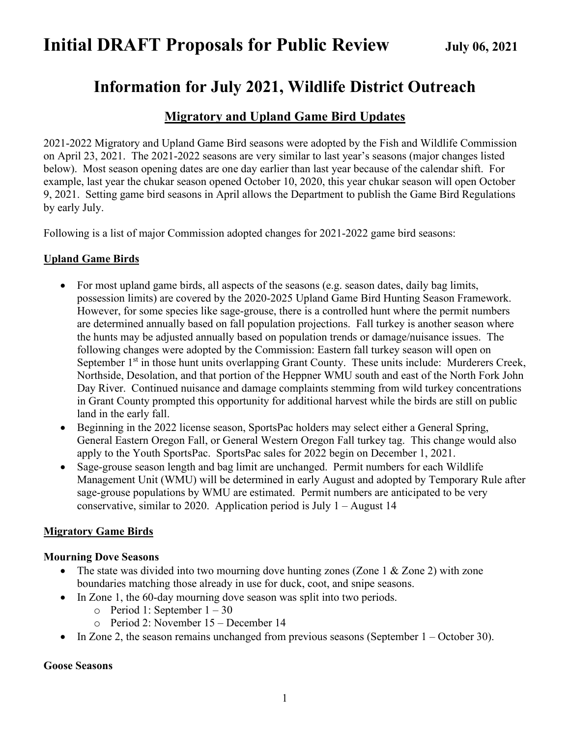# Initial DRAFT Proposals for Public Review July 06, 2021

## Information for July 2021, Wildlife District Outreach

### Migratory and Upland Game Bird Updates

2021-2022 Migratory and Upland Game Bird seasons were adopted by the Fish and Wildlife Commission on April 23, 2021. The 2021-2022 seasons are very similar to last year's seasons (major changes listed below). Most season opening dates are one day earlier than last year because of the calendar shift. For example, last year the chukar season opened October 10, 2020, this year chukar season will open October 9, 2021. Setting game bird seasons in April allows the Department to publish the Game Bird Regulations by early July.

Following is a list of major Commission adopted changes for 2021-2022 game bird seasons:

#### Upland Game Birds

- For most upland game birds, all aspects of the seasons (e.g. season dates, daily bag limits, possession limits) are covered by the 2020-2025 Upland Game Bird Hunting Season Framework. However, for some species like sage-grouse, there is a controlled hunt where the permit numbers are determined annually based on fall population projections. Fall turkey is another season where the hunts may be adjusted annually based on population trends or damage/nuisance issues. The following changes were adopted by the Commission: Eastern fall turkey season will open on September 1st in those hunt units overlapping Grant County. These units include: Murderers Creek, Northside, Desolation, and that portion of the Heppner WMU south and east of the North Fork John Day River. Continued nuisance and damage complaints stemming from wild turkey concentrations in Grant County prompted this opportunity for additional harvest while the birds are still on public land in the early fall.
- Beginning in the 2022 license season, SportsPac holders may select either a General Spring, General Eastern Oregon Fall, or General Western Oregon Fall turkey tag. This change would also apply to the Youth SportsPac. SportsPac sales for 2022 begin on December 1, 2021.
- Sage-grouse season length and bag limit are unchanged. Permit numbers for each Wildlife Management Unit (WMU) will be determined in early August and adopted by Temporary Rule after sage-grouse populations by WMU are estimated. Permit numbers are anticipated to be very conservative, similar to 2020. Application period is July 1 – August 14

#### Migratory Game Birds

**Mourning Dove Seasons**

- The state was divided into two mourning dove hunting zones (Zone 1 & Zone 2) with zone boundaries matching those already in use for duck, coot, and snipe seasons.
- In Zone 1, the 60-day mourning dove season was split into two periods.
  - Period 1: September 1 – 30
  - Period 2: November 15 – December 14
- In Zone 2, the season remains unchanged from previous seasons (September 1 – October 30).

**Goose Seasons**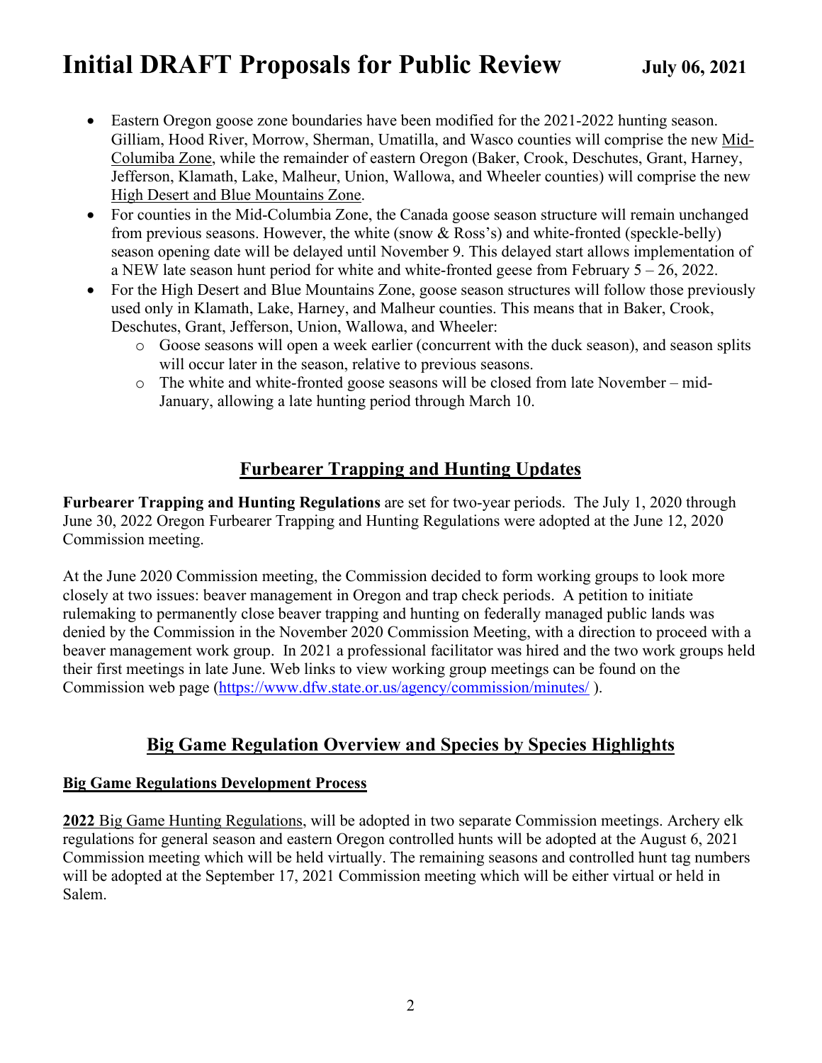- Eastern Oregon goose zone boundaries have been modified for the 2021-2022 hunting season. Gilliam, Hood River, Morrow, Sherman, Umatilla, and Wasco counties will comprise the new Mid-Columiba Zone, while the remainder of eastern Oregon (Baker, Crook, Deschutes, Grant, Harney, Jefferson, Klamath, Lake, Malheur, Union, Wallowa, and Wheeler counties) will comprise the new High Desert and Blue Mountains Zone.
- For counties in the Mid-Columbia Zone, the Canada goose season structure will remain unchanged from previous seasons. However, the white (snow & Ross's) and white-fronted (speckle-belly) season opening date will be delayed until November 9. This delayed start allows implementation of a NEW late season hunt period for white and white-fronted geese from February 5 – 26, 2022.
- For the High Desert and Blue Mountains Zone, goose season structures will follow those previously used only in Klamath, Lake, Harney, and Malheur counties. This means that in Baker, Crook, Deschutes, Grant, Jefferson, Union, Wallowa, and Wheeler:
  - Goose seasons will open a week earlier (concurrent with the duck season), and season splits will occur later in the season, relative to previous seasons.
  - The white and white-fronted goose seasons will be closed from late November – mid-January, allowing a late hunting period through March 10.

## Furbearer Trapping and Hunting Updates

**Furbearer Trapping and Hunting Regulations** are set for two-year periods. The July 1, 2020 through June 30, 2022 Oregon Furbearer Trapping and Hunting Regulations were adopted at the June 12, 2020 Commission meeting.

At the June 2020 Commission meeting, the Commission decided to form working groups to look more closely at two issues: beaver management in Oregon and trap check periods. A petition to initiate rulemaking to permanently close beaver trapping and hunting on federally managed public lands was denied by the Commission in the November 2020 Commission Meeting, with a direction to proceed with a beaver management work group. In 2021 a professional facilitator was hired and the two work groups held their first meetings in late June. Web links to view working group meetings can be found on the Commission web page (https://www.dfw.state.or.us/agency/commission/minutes/ ).

## Big Game Regulation Overview and Species by Species Highlights

### Big Game Regulations Development Process

**2022** Big Game Hunting Regulations, will be adopted in two separate Commission meetings. Archery elk regulations for general season and eastern Oregon controlled hunts will be adopted at the August 6, 2021 Commission meeting which will be held virtually. The remaining seasons and controlled hunt tag numbers will be adopted at the September 17, 2021 Commission meeting which will be either virtual or held in Salem.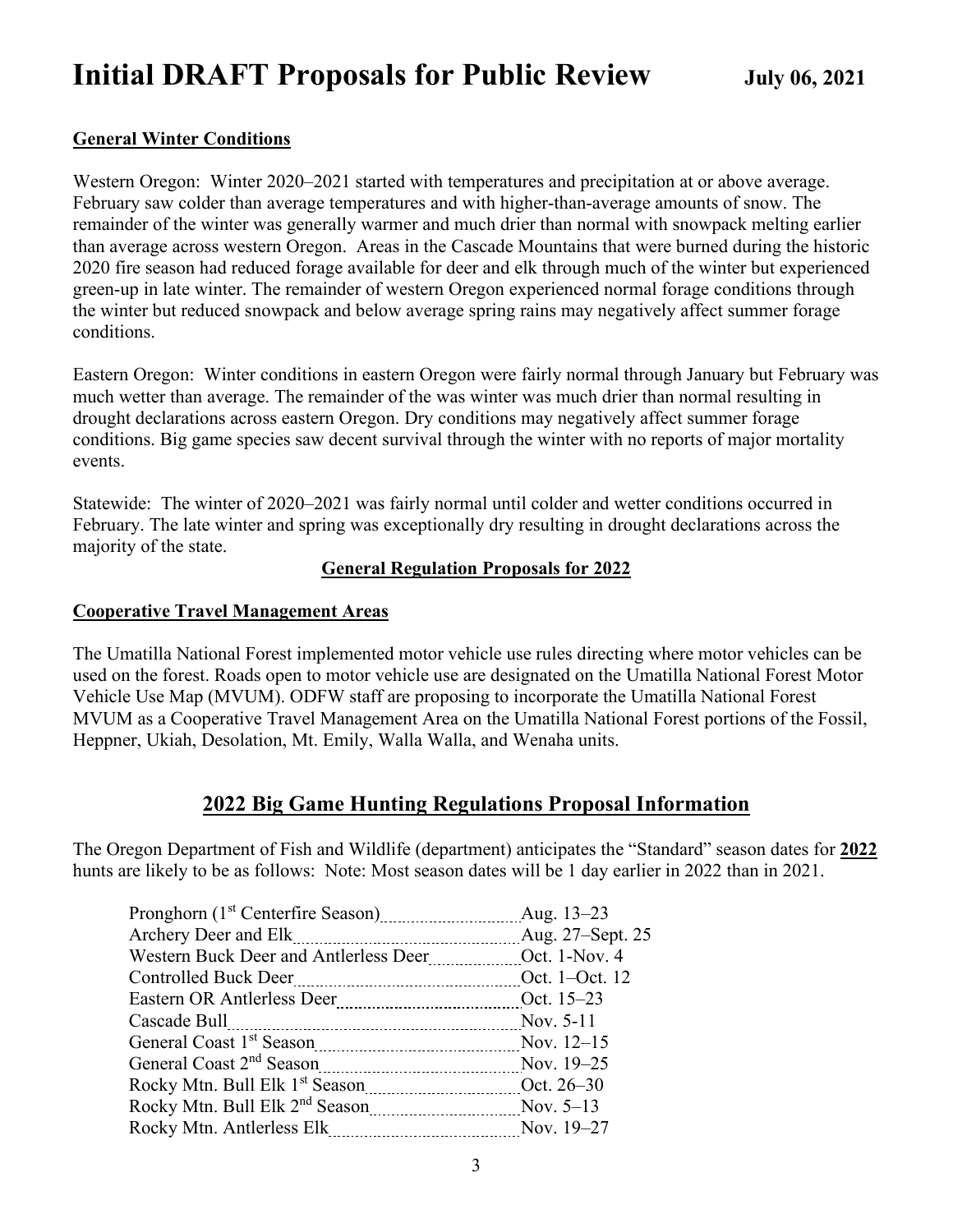# Initial DRAFT Proposals for Public Review

**July 06, 2021**

**General Winter Conditions**

Western Oregon: Winter 2020–2021 started with temperatures and precipitation at or above average. February saw colder than average temperatures and with higher-than-average amounts of snow. The remainder of the winter was generally warmer and much drier than normal with snowpack melting earlier than average across western Oregon. Areas in the Cascade Mountains that were burned during the historic 2020 fire season had reduced forage available for deer and elk through much of the winter but experienced green-up in late winter. The remainder of western Oregon experienced normal forage conditions through the winter but reduced snowpack and below average spring rains may negatively affect summer forage conditions.

Eastern Oregon: Winter conditions in eastern Oregon were fairly normal through January but February was much wetter than average. The remainder of the was winter was much drier than normal resulting in drought declarations across eastern Oregon. Dry conditions may negatively affect summer forage conditions. Big game species saw decent survival through the winter with no reports of major mortality events.

Statewide: The winter of 2020–2021 was fairly normal until colder and wetter conditions occurred in February. The late winter and spring was exceptionally dry resulting in drought declarations across the majority of the state.

## General Regulation Proposals for 2022

**Cooperative Travel Management Areas**

The Umatilla National Forest implemented motor vehicle use rules directing where motor vehicles can be used on the forest. Roads open to motor vehicle use are designated on the Umatilla National Forest Motor Vehicle Use Map (MVUM). ODFW staff are proposing to incorporate the Umatilla National Forest MVUM as a Cooperative Travel Management Area on the Umatilla National Forest portions of the Fossil, Heppner, Ukiah, Desolation, Mt. Emily, Walla Walla, and Wenaha units.

## 2022 Big Game Hunting Regulations Proposal Information

The Oregon Department of Fish and Wildlife (department) anticipates the "Standard" season dates for **2022** hunts are likely to be as follows: Note: Most season dates will be 1 day earlier in 2022 than in 2021.

| Season | Dates |
|---|---|
| Pronghorn (1st Centerfire Season) | Aug. 13–23 |
| Archery Deer and Elk | Aug. 27–Sept. 25 |
| Western Buck Deer and Antlerless Deer | Oct. 1-Nov. 4 |
| Controlled Buck Deer | Oct. 1–Oct. 12 |
| Eastern OR Antlerless Deer | Oct. 15–23 |
| Cascade Bull | Nov. 5-11 |
| General Coast 1st Season | Nov. 12–15 |
| General Coast 2nd Season | Nov. 19–25 |
| Rocky Mtn. Bull Elk 1st Season | Oct. 26–30 |
| Rocky Mtn. Bull Elk 2nd Season | Nov. 5–13 |
| Rocky Mtn. Antlerless Elk | Nov. 19–27 |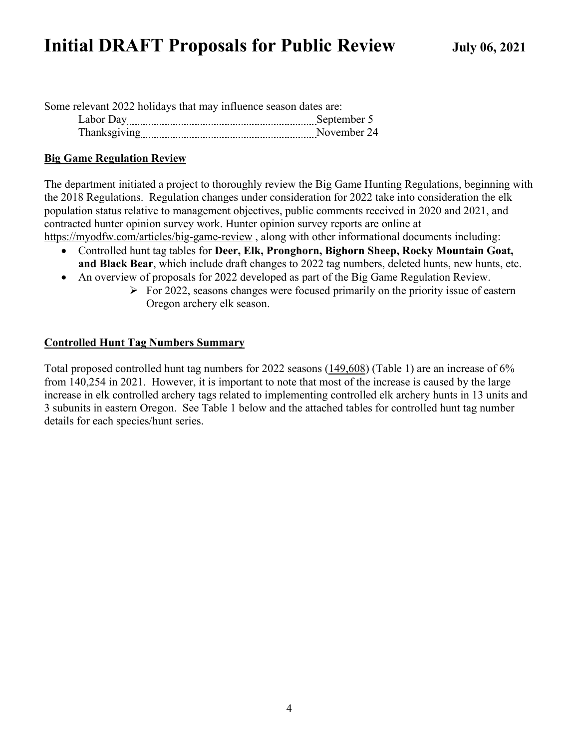Some relevant 2022 holidays that may influence season dates are:

Labor Day .......... September 5
Thanksgiving .......... November 24

**Big Game Regulation Review**

The department initiated a project to thoroughly review the Big Game Hunting Regulations, beginning with the 2018 Regulations. Regulation changes under consideration for 2022 take into consideration the elk population status relative to management objectives, public comments received in 2020 and 2021, and contracted hunter opinion survey work. Hunter opinion survey reports are online at https://myodfw.com/articles/big-game-review , along with other informational documents including:

- Controlled hunt tag tables for **Deer, Elk, Pronghorn, Bighorn Sheep, Rocky Mountain Goat, and Black Bear**, which include draft changes to 2022 tag numbers, deleted hunts, new hunts, etc.
- An overview of proposals for 2022 developed as part of the Big Game Regulation Review.
  - For 2022, seasons changes were focused primarily on the priority issue of eastern Oregon archery elk season.

**Controlled Hunt Tag Numbers Summary**

Total proposed controlled hunt tag numbers for 2022 seasons (149,608) (Table 1) are an increase of 6% from 140,254 in 2021. However, it is important to note that most of the increase is caused by the large increase in elk controlled archery tags related to implementing controlled elk archery hunts in 13 units and 3 subunits in eastern Oregon. See Table 1 below and the attached tables for controlled hunt tag number details for each species/hunt series.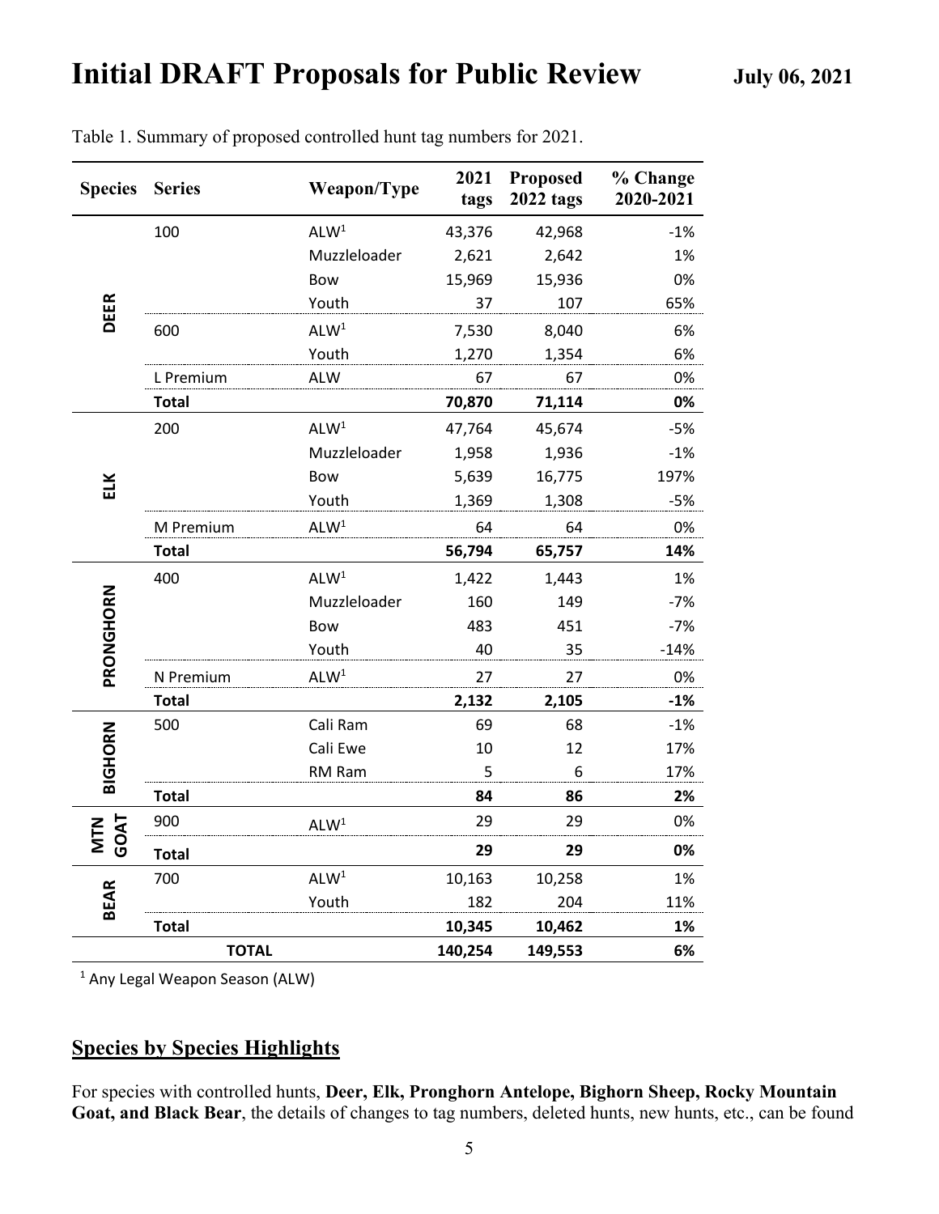# Initial DRAFT Proposals for Public Review

**July 06, 2021**

Table 1. Summary of proposed controlled hunt tag numbers for 2021.

| Species | Series | Weapon/Type | 2021 tags | Proposed 2022 tags | % Change 2020-2021 |
|---|---|---|---|---|---|
| DEER | 100 | ALW[1] | 43,376 | 42,968 | -1% |
| | | Muzzleloader | 2,621 | 2,642 | 1% |
| | | Bow | 15,969 | 15,936 | 0% |
| | | Youth | 37 | 107 | 65% |
| | 600 | ALW[1] | 7,530 | 8,040 | 6% |
| | | Youth | 1,270 | 1,354 | 6% |
| | L Premium | ALW | 67 | 67 | 0% |
| | **Total** | | **70,870** | **71,114** | **0%** |
| ELK | 200 | ALW[1] | 47,764 | 45,674 | -5% |
| | | Muzzleloader | 1,958 | 1,936 | -1% |
| | | Bow | 5,639 | 16,775 | 197% |
| | | Youth | 1,369 | 1,308 | -5% |
| | M Premium | ALW[1] | 64 | 64 | 0% |
| | **Total** | | **56,794** | **65,757** | **14%** |
| PRONGHORN | 400 | ALW[1] | 1,422 | 1,443 | 1% |
| | | Muzzleloader | 160 | 149 | -7% |
| | | Bow | 483 | 451 | -7% |
| | | Youth | 40 | 35 | -14% |
| | N Premium | ALW[1] | 27 | 27 | 0% |
| | **Total** | | **2,132** | **2,105** | **-1%** |
| BIGHORN | 500 | Cali Ram | 69 | 68 | -1% |
| | | Cali Ewe | 10 | 12 | 17% |
| | | RM Ram | 5 | 6 | 17% |
| | **Total** | | **84** | **86** | **2%** |
| MTN GOAT | 900 | ALW[1] | 29 | 29 | 0% |
| | **Total** | | **29** | **29** | **0%** |
| BEAR | 700 | ALW[1] | 10,163 | 10,258 | 1% |
| | | Youth | 182 | 204 | 11% |
| | **Total** | | **10,345** | **10,462** | **1%** |
| | **TOTAL** | | **140,254** | **149,553** | **6%** |

[1] Any Legal Weapon Season (ALW)

## Species by Species Highlights

For species with controlled hunts, **Deer, Elk, Pronghorn Antelope, Bighorn Sheep, Rocky Mountain Goat, and Black Bear**, the details of changes to tag numbers, deleted hunts, new hunts, etc., can be found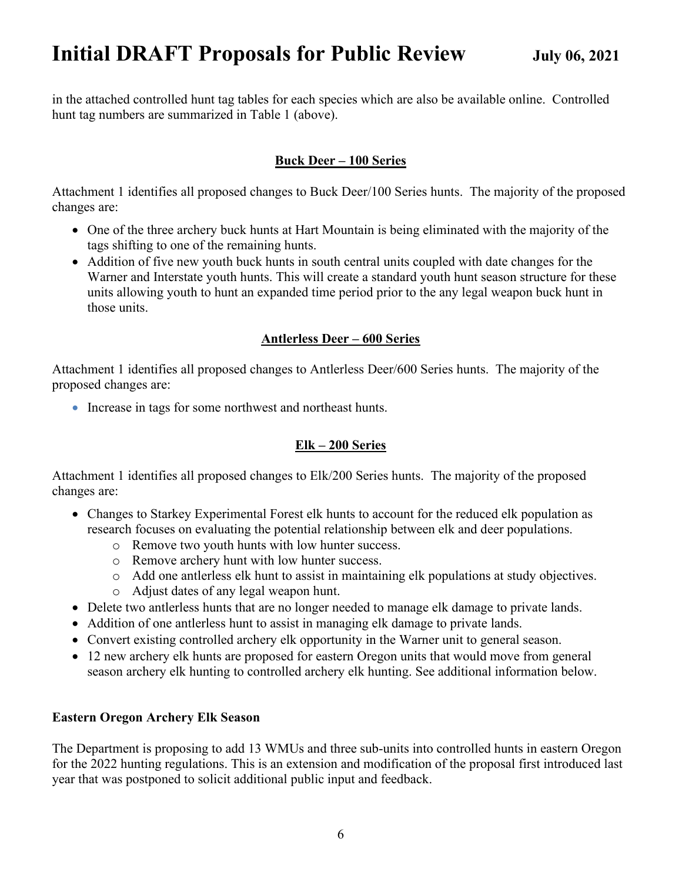in the attached controlled hunt tag tables for each species which are also be available online. Controlled hunt tag numbers are summarized in Table 1 (above).

## Buck Deer – 100 Series

Attachment 1 identifies all proposed changes to Buck Deer/100 Series hunts. The majority of the proposed changes are:

- One of the three archery buck hunts at Hart Mountain is being eliminated with the majority of the tags shifting to one of the remaining hunts.
- Addition of five new youth buck hunts in south central units coupled with date changes for the Warner and Interstate youth hunts. This will create a standard youth hunt season structure for these units allowing youth to hunt an expanded time period prior to the any legal weapon buck hunt in those units.

## Antlerless Deer – 600 Series

Attachment 1 identifies all proposed changes to Antlerless Deer/600 Series hunts. The majority of the proposed changes are:

- Increase in tags for some northwest and northeast hunts.

## Elk – 200 Series

Attachment 1 identifies all proposed changes to Elk/200 Series hunts. The majority of the proposed changes are:

- Changes to Starkey Experimental Forest elk hunts to account for the reduced elk population as research focuses on evaluating the potential relationship between elk and deer populations.
  - Remove two youth hunts with low hunter success.
  - Remove archery hunt with low hunter success.
  - Add one antlerless elk hunt to assist in maintaining elk populations at study objectives.
  - Adjust dates of any legal weapon hunt.
- Delete two antlerless hunts that are no longer needed to manage elk damage to private lands.
- Addition of one antlerless hunt to assist in managing elk damage to private lands.
- Convert existing controlled archery elk opportunity in the Warner unit to general season.
- 12 new archery elk hunts are proposed for eastern Oregon units that would move from general season archery elk hunting to controlled archery elk hunting. See additional information below.

### Eastern Oregon Archery Elk Season

The Department is proposing to add 13 WMUs and three sub-units into controlled hunts in eastern Oregon for the 2022 hunting regulations. This is an extension and modification of the proposal first introduced last year that was postponed to solicit additional public input and feedback.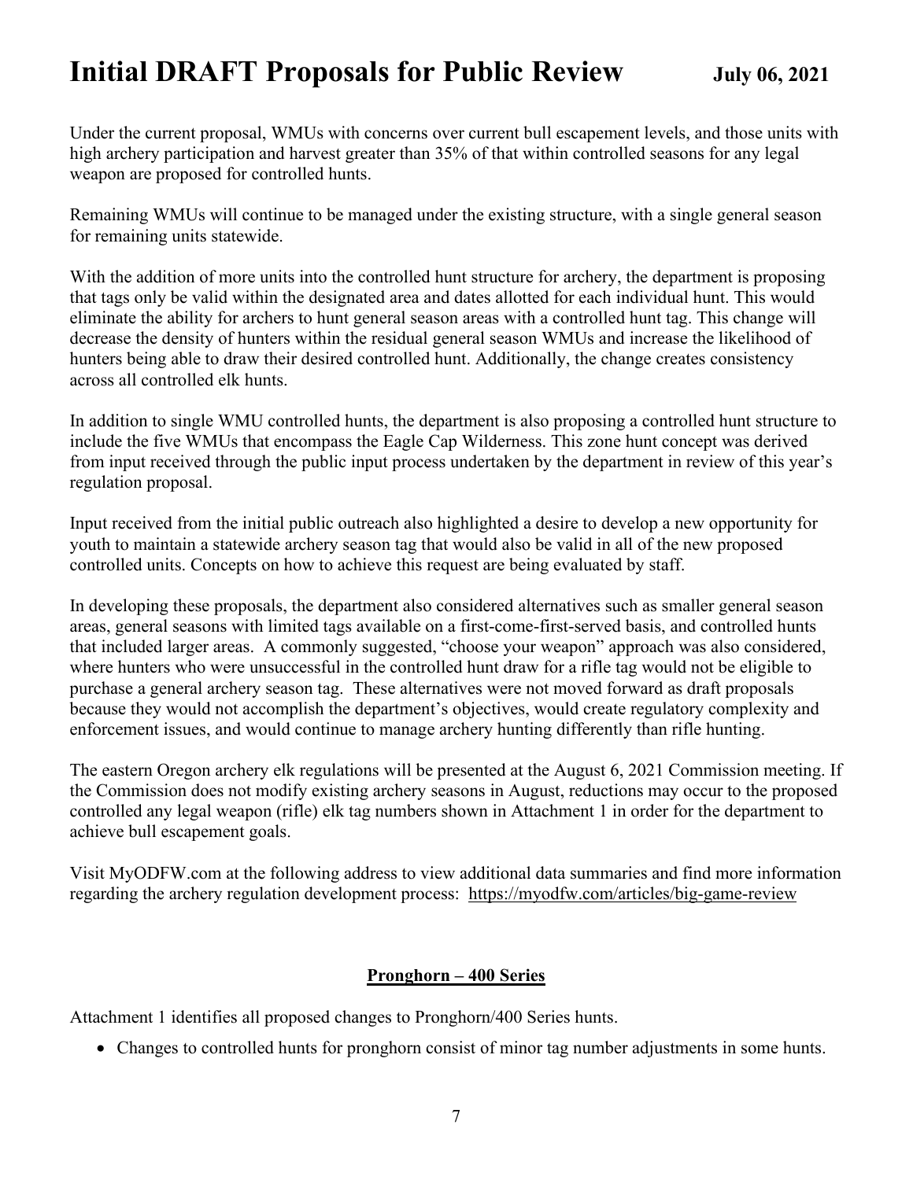Under the current proposal, WMUs with concerns over current bull escapement levels, and those units with high archery participation and harvest greater than 35% of that within controlled seasons for any legal weapon are proposed for controlled hunts.

Remaining WMUs will continue to be managed under the existing structure, with a single general season for remaining units statewide.

With the addition of more units into the controlled hunt structure for archery, the department is proposing that tags only be valid within the designated area and dates allotted for each individual hunt. This would eliminate the ability for archers to hunt general season areas with a controlled hunt tag. This change will decrease the density of hunters within the residual general season WMUs and increase the likelihood of hunters being able to draw their desired controlled hunt. Additionally, the change creates consistency across all controlled elk hunts.

In addition to single WMU controlled hunts, the department is also proposing a controlled hunt structure to include the five WMUs that encompass the Eagle Cap Wilderness. This zone hunt concept was derived from input received through the public input process undertaken by the department in review of this year's regulation proposal.

Input received from the initial public outreach also highlighted a desire to develop a new opportunity for youth to maintain a statewide archery season tag that would also be valid in all of the new proposed controlled units. Concepts on how to achieve this request are being evaluated by staff.

In developing these proposals, the department also considered alternatives such as smaller general season areas, general seasons with limited tags available on a first-come-first-served basis, and controlled hunts that included larger areas. A commonly suggested, "choose your weapon" approach was also considered, where hunters who were unsuccessful in the controlled hunt draw for a rifle tag would not be eligible to purchase a general archery season tag. These alternatives were not moved forward as draft proposals because they would not accomplish the department's objectives, would create regulatory complexity and enforcement issues, and would continue to manage archery hunting differently than rifle hunting.

The eastern Oregon archery elk regulations will be presented at the August 6, 2021 Commission meeting. If the Commission does not modify existing archery seasons in August, reductions may occur to the proposed controlled any legal weapon (rifle) elk tag numbers shown in Attachment 1 in order for the department to achieve bull escapement goals.

Visit MyODFW.com at the following address to view additional data summaries and find more information regarding the archery regulation development process: https://myodfw.com/articles/big-game-review

## Pronghorn – 400 Series

Attachment 1 identifies all proposed changes to Pronghorn/400 Series hunts.

- Changes to controlled hunts for pronghorn consist of minor tag number adjustments in some hunts.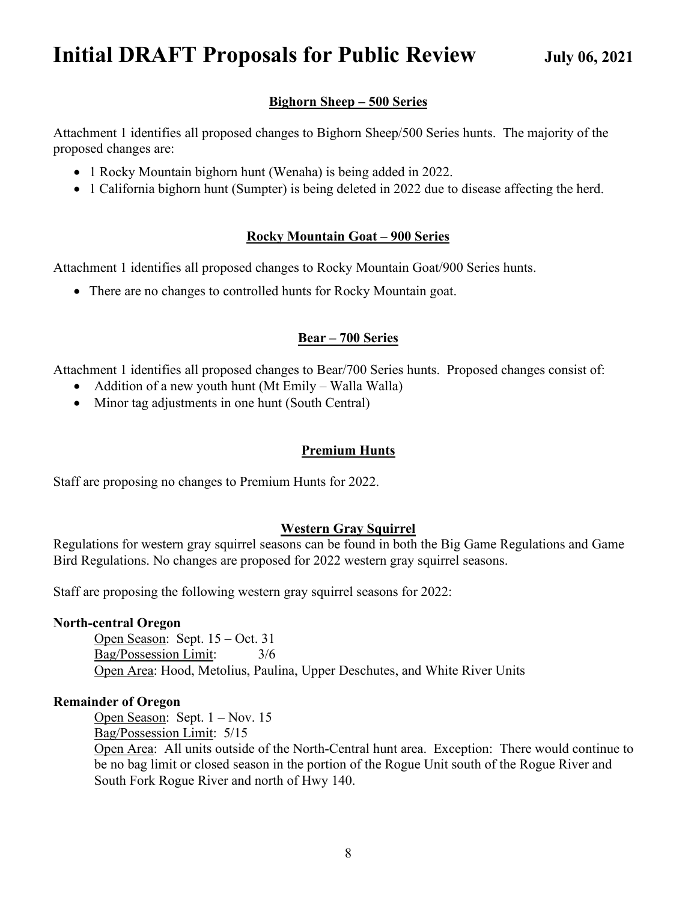# Initial DRAFT Proposals for Public Review July 06, 2021

## Bighorn Sheep – 500 Series

Attachment 1 identifies all proposed changes to Bighorn Sheep/500 Series hunts. The majority of the proposed changes are:

- 1 Rocky Mountain bighorn hunt (Wenaha) is being added in 2022.
- 1 California bighorn hunt (Sumpter) is being deleted in 2022 due to disease affecting the herd.

## Rocky Mountain Goat – 900 Series

Attachment 1 identifies all proposed changes to Rocky Mountain Goat/900 Series hunts.

- There are no changes to controlled hunts for Rocky Mountain goat.

## Bear – 700 Series

Attachment 1 identifies all proposed changes to Bear/700 Series hunts. Proposed changes consist of:

- Addition of a new youth hunt (Mt Emily – Walla Walla)
- Minor tag adjustments in one hunt (South Central)

## Premium Hunts

Staff are proposing no changes to Premium Hunts for 2022.

## Western Gray Squirrel

Regulations for western gray squirrel seasons can be found in both the Big Game Regulations and Game Bird Regulations. No changes are proposed for 2022 western gray squirrel seasons.

Staff are proposing the following western gray squirrel seasons for 2022:

**North-central Oregon**

Open Season: Sept. 15 – Oct. 31
Bag/Possession Limit: 3/6
Open Area: Hood, Metolius, Paulina, Upper Deschutes, and White River Units

**Remainder of Oregon**

Open Season: Sept. 1 – Nov. 15
Bag/Possession Limit: 5/15
Open Area: All units outside of the North-Central hunt area. Exception: There would continue to be no bag limit or closed season in the portion of the Rogue Unit south of the Rogue River and South Fork Rogue River and north of Hwy 140.